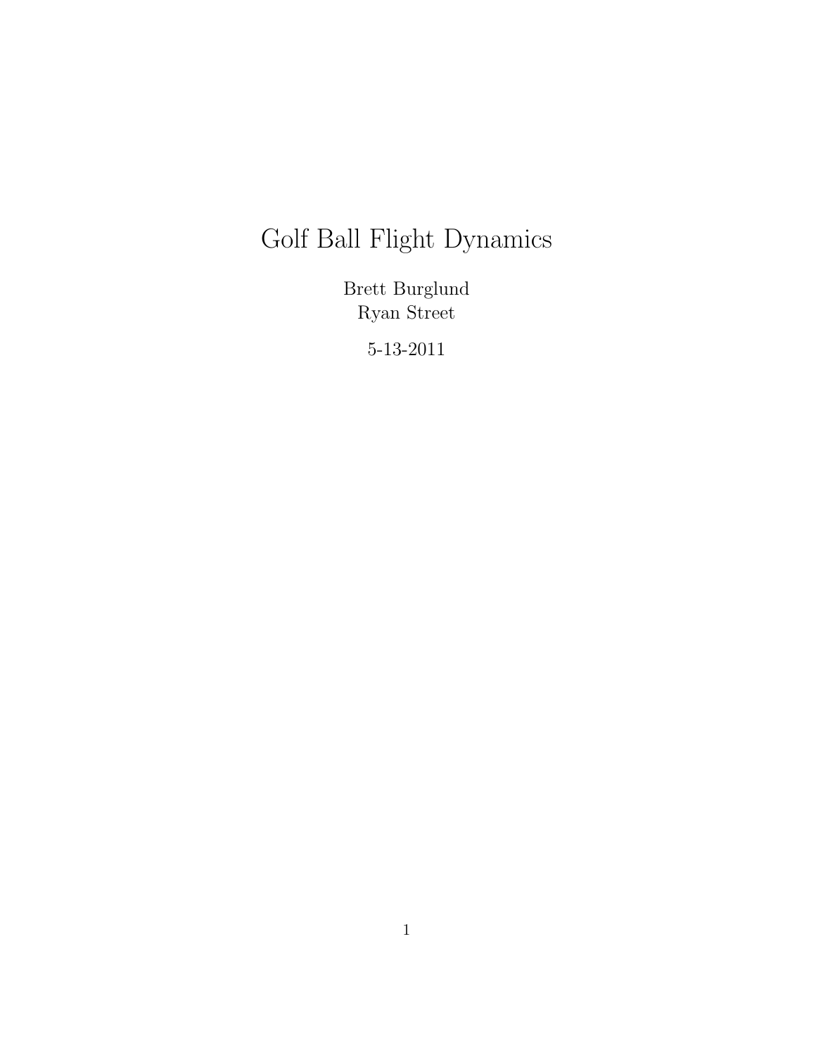# Golf Ball Flight Dynamics

Brett Burglund
Ryan Street

5-13-2011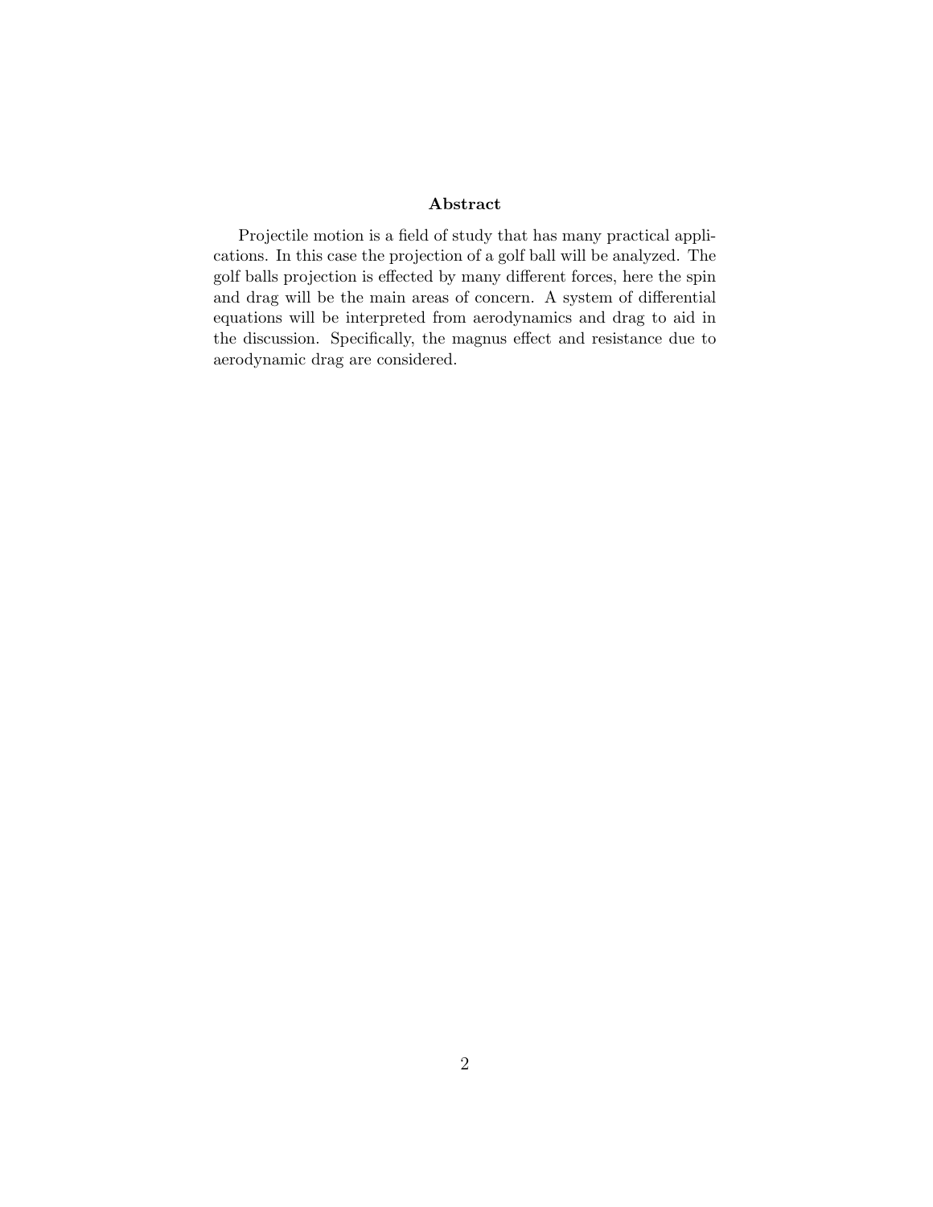## Abstract

Projectile motion is a field of study that has many practical applications. In this case the projection of a golf ball will be analyzed. The golf balls projection is effected by many different forces, here the spin and drag will be the main areas of concern. A system of differential equations will be interpreted from aerodynamics and drag to aid in the discussion. Specifically, the magnus effect and resistance due to aerodynamic drag are considered.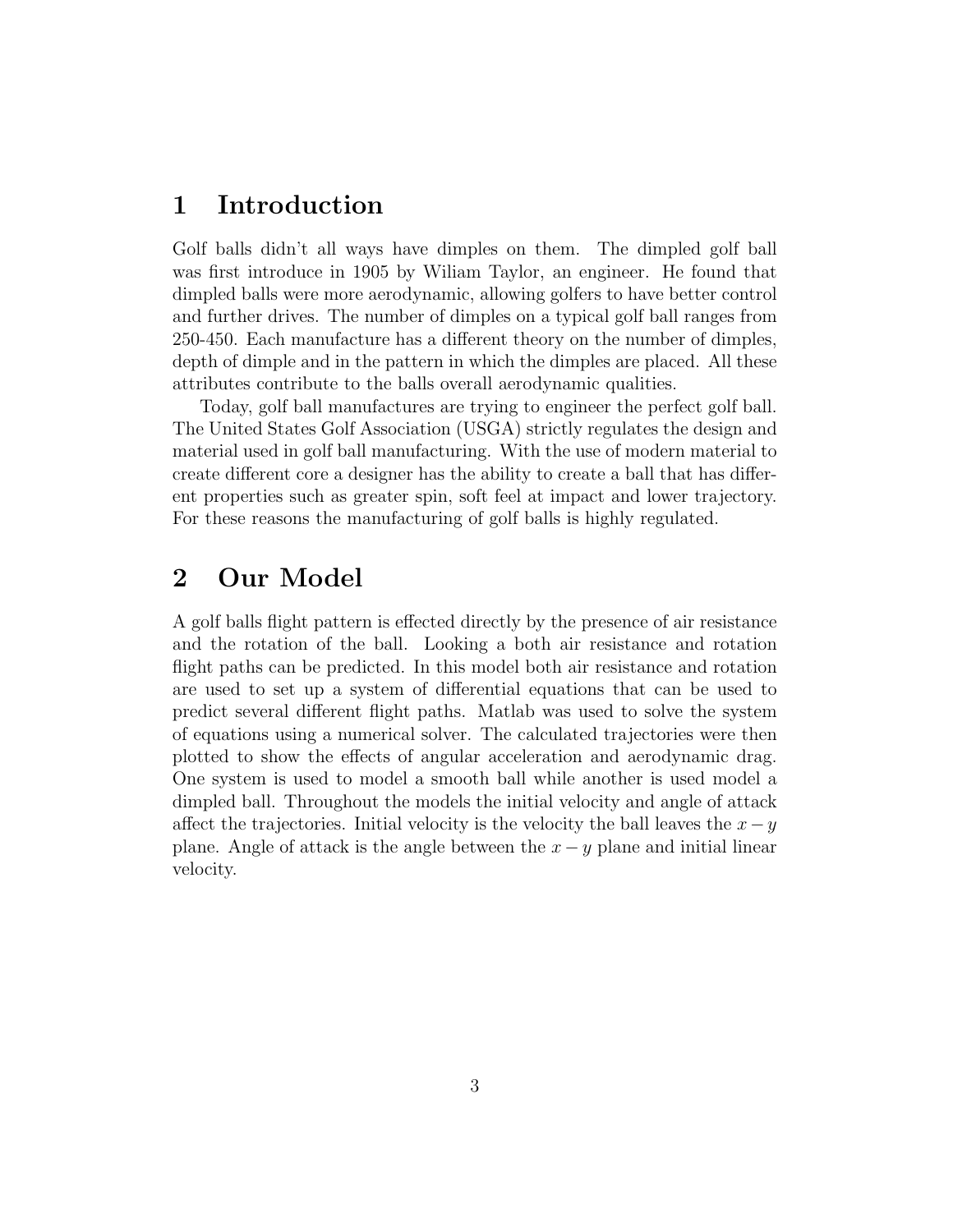# 1 Introduction

Golf balls didn't all ways have dimples on them. The dimpled golf ball was first introduce in 1905 by Wiliam Taylor, an engineer. He found that dimpled balls were more aerodynamic, allowing golfers to have better control and further drives. The number of dimples on a typical golf ball ranges from 250-450. Each manufacture has a different theory on the number of dimples, depth of dimple and in the pattern in which the dimples are placed. All these attributes contribute to the balls overall aerodynamic qualities.

Today, golf ball manufactures are trying to engineer the perfect golf ball. The United States Golf Association (USGA) strictly regulates the design and material used in golf ball manufacturing. With the use of modern material to create different core a designer has the ability to create a ball that has different properties such as greater spin, soft feel at impact and lower trajectory. For these reasons the manufacturing of golf balls is highly regulated.

# 2 Our Model

A golf balls flight pattern is effected directly by the presence of air resistance and the rotation of the ball. Looking a both air resistance and rotation flight paths can be predicted. In this model both air resistance and rotation are used to set up a system of differential equations that can be used to predict several different flight paths. Matlab was used to solve the system of equations using a numerical solver. The calculated trajectories were then plotted to show the effects of angular acceleration and aerodynamic drag. One system is used to model a smooth ball while another is used model a dimpled ball. Throughout the models the initial velocity and angle of attack affect the trajectories. Initial velocity is the velocity the ball leaves the $x-y$ plane. Angle of attack is the angle between the $x-y$ plane and initial linear velocity.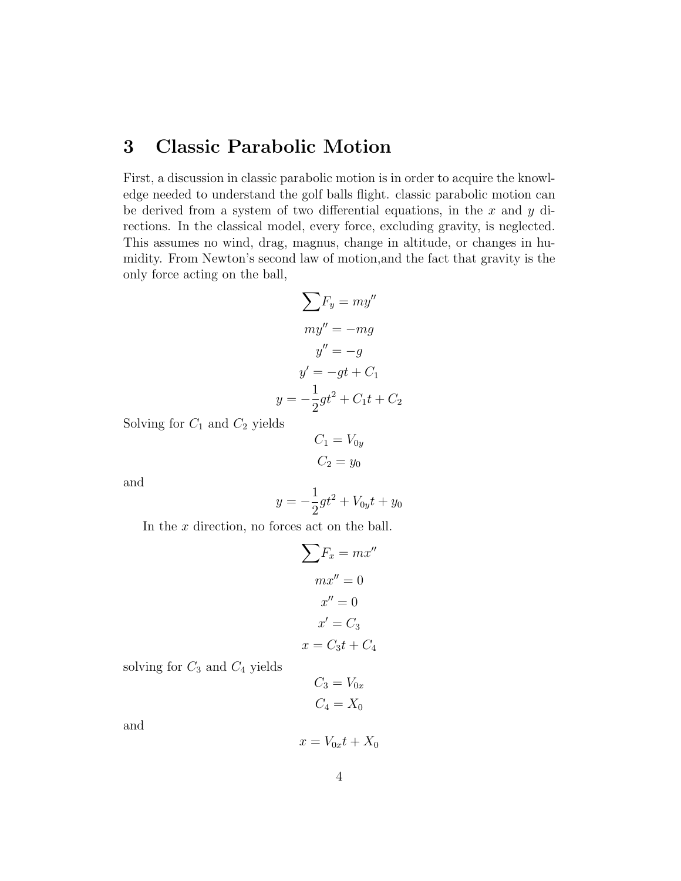## 3 Classic Parabolic Motion

First, a discussion in classic parabolic motion is in order to acquire the knowledge needed to understand the golf balls flight. classic parabolic motion can be derived from a system of two differential equations, in the $x$ and $y$ directions. In the classical model, every force, excluding gravity, is neglected. This assumes no wind, drag, magnus, change in altitude, or changes in humidity. From Newton's second law of motion,and the fact that gravity is the only force acting on the ball,

$$\sum F_y = my''$$

$$my'' = -mg$$

$$y'' = -g$$

$$y' = -gt + C_1$$

$$y = -\frac{1}{2}gt^2 + C_1 t + C_2$$

Solving for $C_1$ and $C_2$ yields

$$C_1 = V_{0y}$$

$$C_2 = y_0$$

and

$$y = -\frac{1}{2}gt^2 + V_{0y}t + y_0$$

In the $x$ direction, no forces act on the ball.

$$\sum F_x = mx''$$

$$mx'' = 0$$

$$x'' = 0$$

$$x' = C_3$$

$$x = C_3 t + C_4$$

solving for $C_3$ and $C_4$ yields

$$C_3 = V_{0x}$$

$$C_4 = X_0$$

and

$$x = V_{0x}t + X_0$$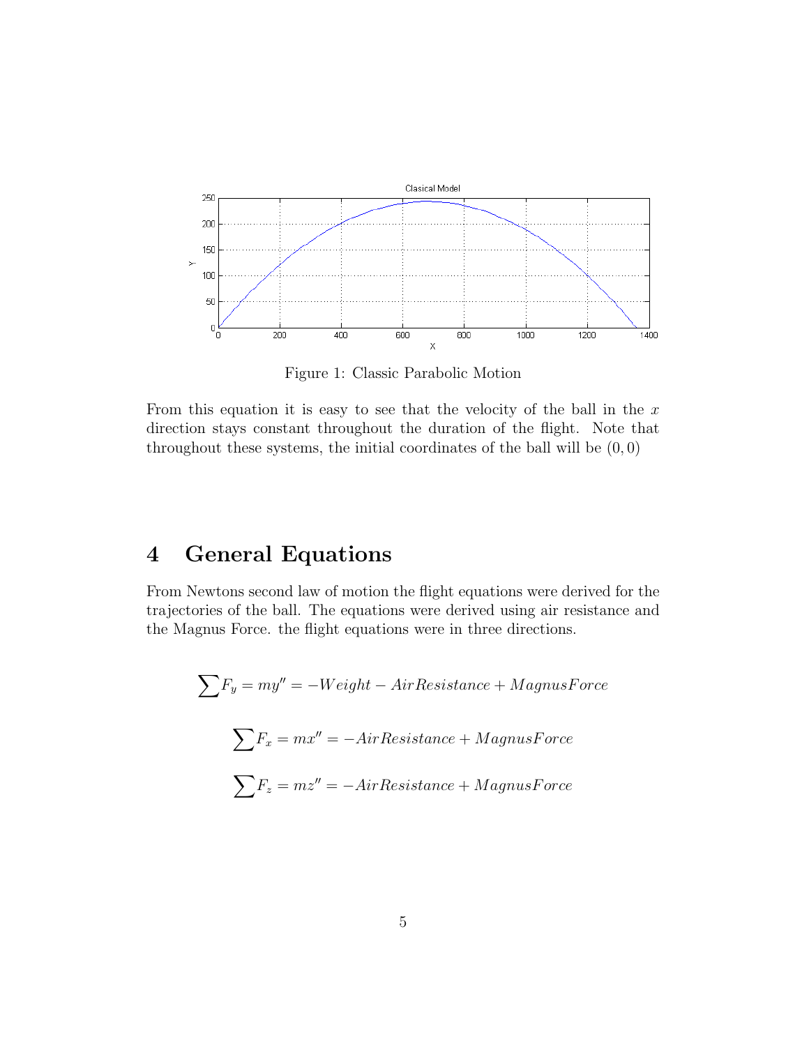Figure 1: Classic Parabolic Motion

From this equation it is easy to see that the velocity of the ball in the $x$ direction stays constant throughout the duration of the flight. Note that throughout these systems, the initial coordinates of the ball will be $(0, 0)$

## 4 General Equations

From Newtons second law of motion the flight equations were derived for the trajectories of the ball. The equations were derived using air resistance and the Magnus Force. the flight equations were in three directions.

$$\sum F_y = my'' = -Weight - AirResistance + MagnusForce$$

$$\sum F_x = mx'' = -AirResistance + MagnusForce$$

$$\sum F_z = mz'' = -AirResistance + MagnusForce$$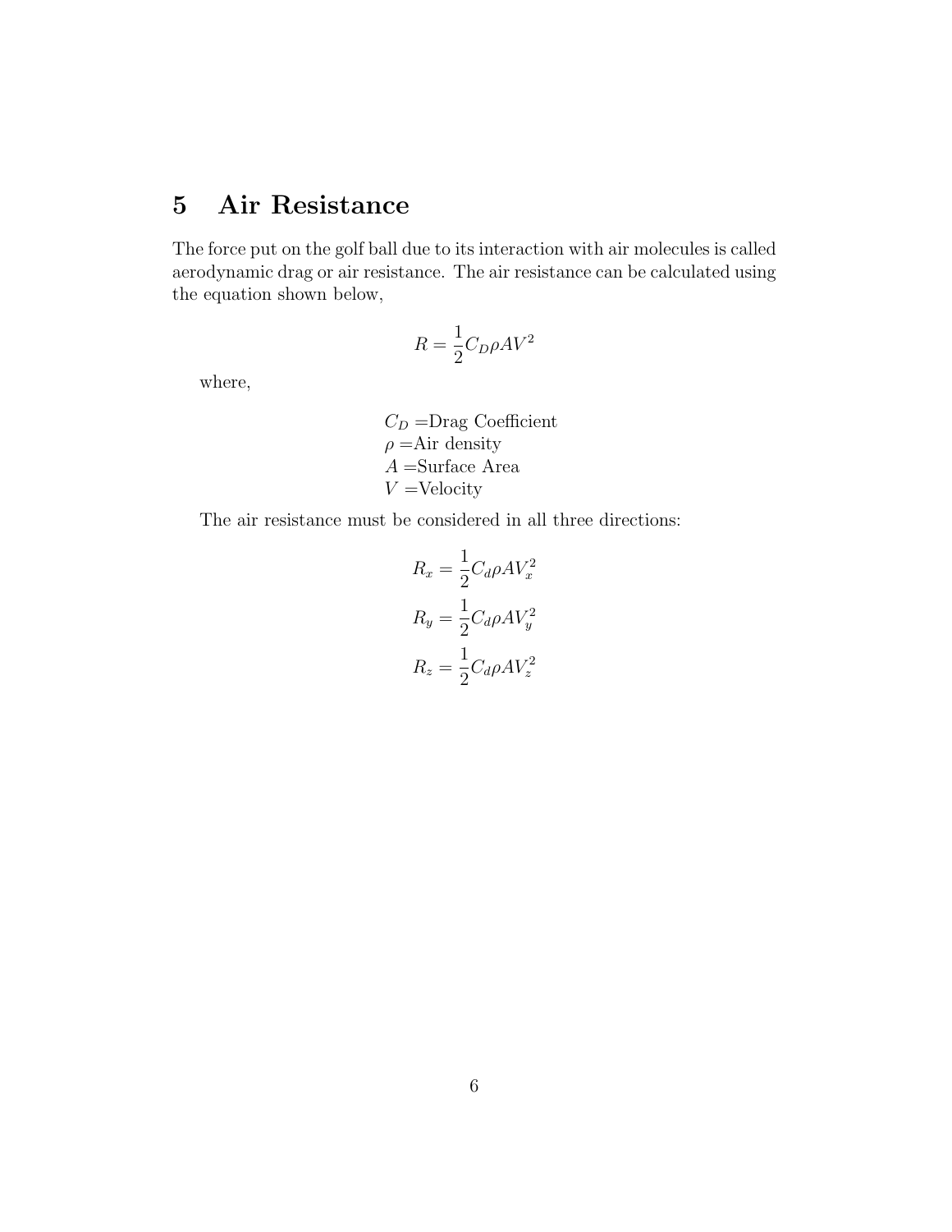## 5 Air Resistance

The force put on the golf ball due to its interaction with air molecules is called aerodynamic drag or air resistance. The air resistance can be calculated using the equation shown below,

$$R = \frac{1}{2} C_D \rho A V^2$$

where,

$C_D$ =Drag Coefficient
$\rho$ =Air density
$A$ =Surface Area
$V$ =Velocity

The air resistance must be considered in all three directions:

$$R_x = \frac{1}{2} C_d \rho A V_x^2$$

$$R_y = \frac{1}{2} C_d \rho A V_y^2$$

$$R_z = \frac{1}{2} C_d \rho A V_z^2$$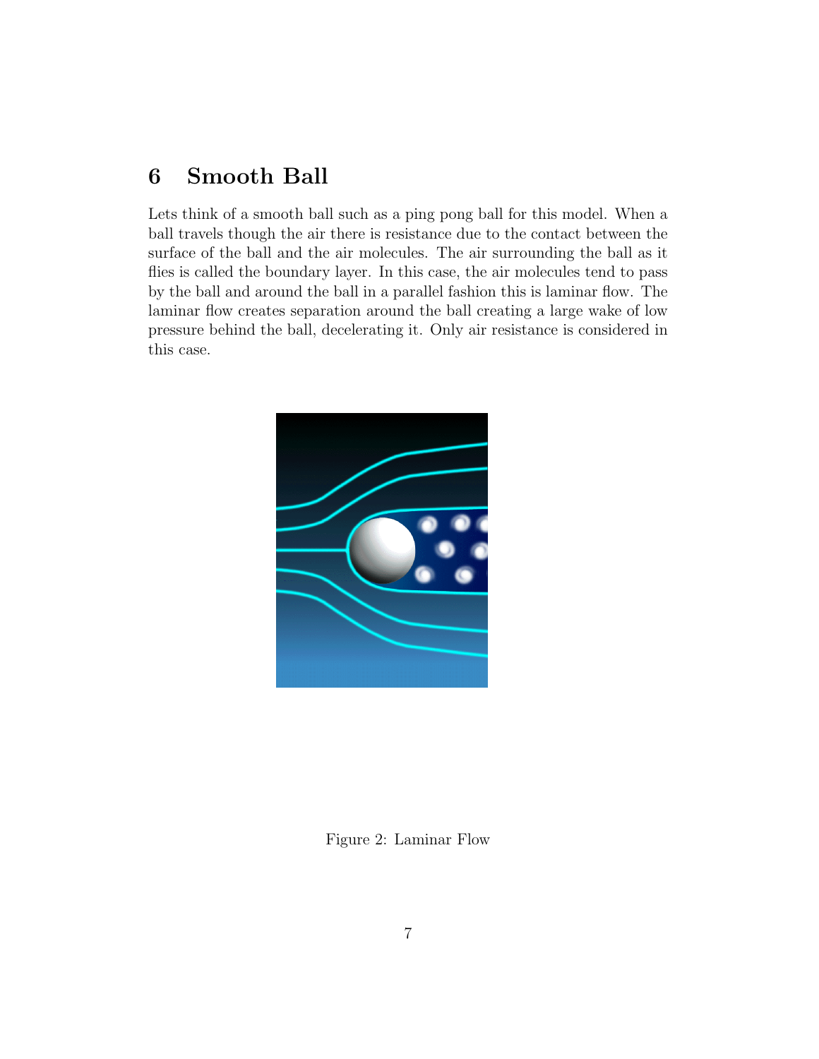# 6 Smooth Ball

Lets think of a smooth ball such as a ping pong ball for this model. When a ball travels though the air there is resistance due to the contact between the surface of the ball and the air molecules. The air surrounding the ball as it flies is called the boundary layer. In this case, the air molecules tend to pass by the ball and around the ball in a parallel fashion this is laminar flow. The laminar flow creates separation around the ball creating a large wake of low pressure behind the ball, decelerating it. Only air resistance is considered in this case.

Figure 2: Laminar Flow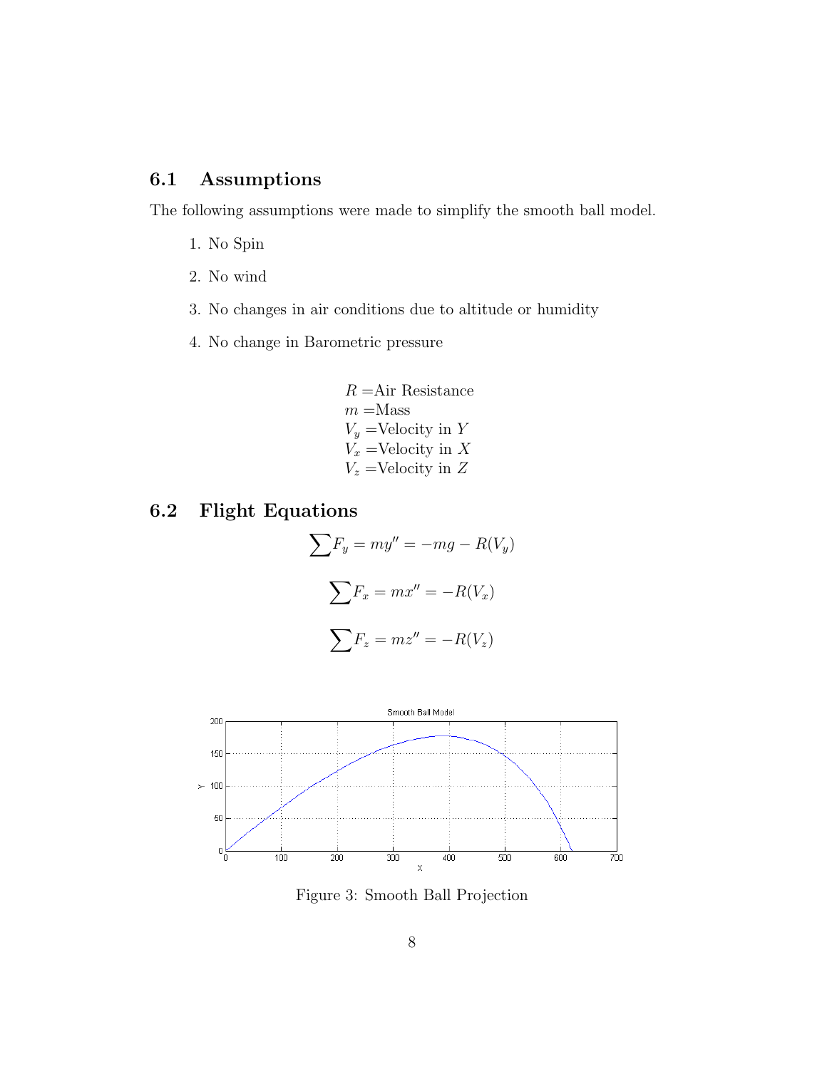## 6.1 Assumptions

The following assumptions were made to simplify the smooth ball model.

1. No Spin
2. No wind
3. No changes in air conditions due to altitude or humidity
4. No change in Barometric pressure

$R$ =Air Resistance
$m$ =Mass
$V_y$ =Velocity in $Y$
$V_x$ =Velocity in $X$
$V_z$ =Velocity in $Z$

## 6.2 Flight Equations

$$\sum F_y = my'' = -mg - R(V_y)$$

$$\sum F_x = mx'' = -R(V_x)$$

$$\sum F_z = mz'' = -R(V_z)$$

Figure 3: Smooth Ball Projection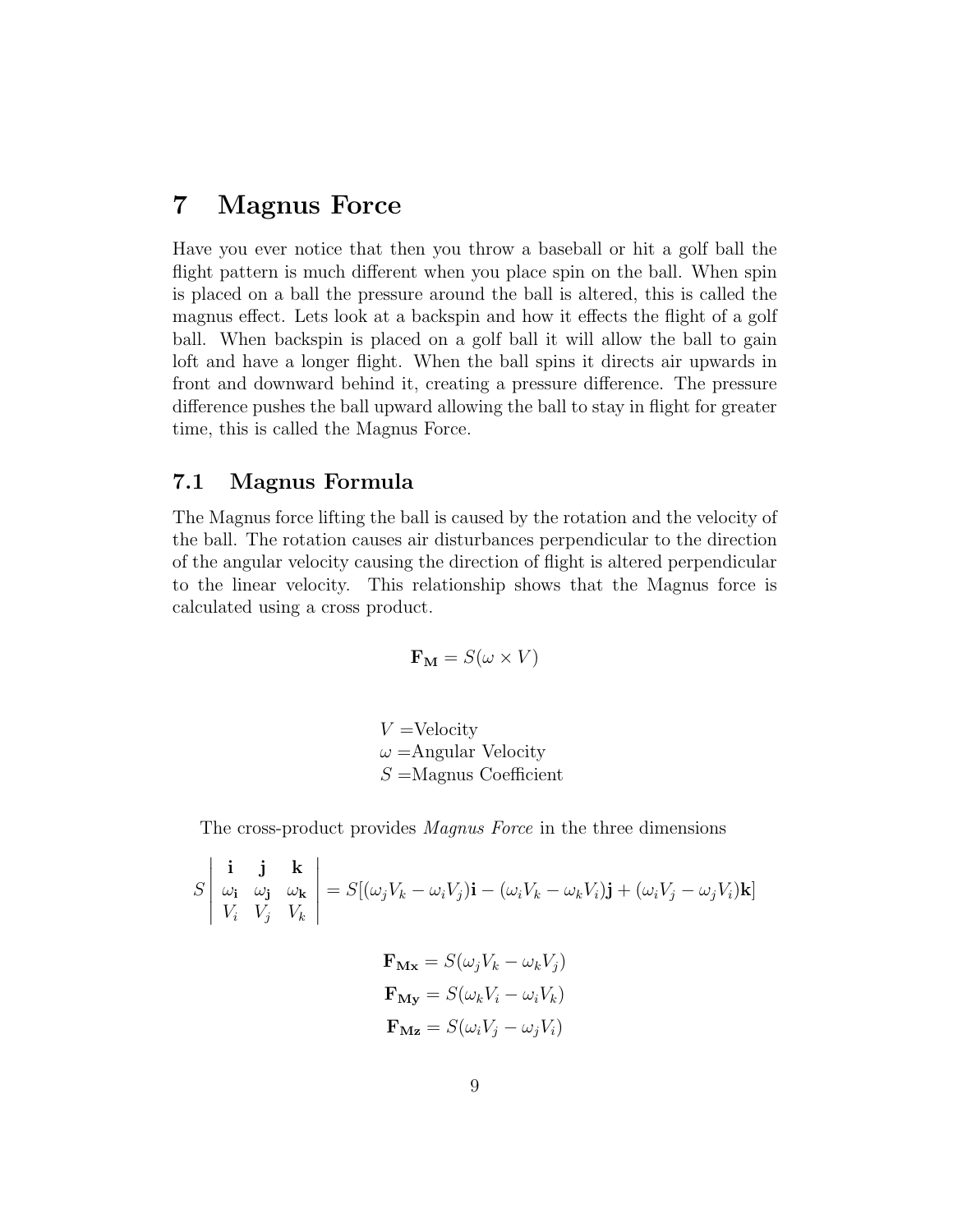# 7 Magnus Force

Have you ever notice that then you throw a baseball or hit a golf ball the flight pattern is much different when you place spin on the ball. When spin is placed on a ball the pressure around the ball is altered, this is called the magnus effect. Lets look at a backspin and how it effects the flight of a golf ball. When backspin is placed on a golf ball it will allow the ball to gain loft and have a longer flight. When the ball spins it directs air upwards in front and downward behind it, creating a pressure difference. The pressure difference pushes the ball upward allowing the ball to stay in flight for greater time, this is called the Magnus Force.

## 7.1 Magnus Formula

The Magnus force lifting the ball is caused by the rotation and the velocity of the ball. The rotation causes air disturbances perpendicular to the direction of the angular velocity causing the direction of flight is altered perpendicular to the linear velocity. This relationship shows that the Magnus force is calculated using a cross product.

$$\mathbf{F_M} = S(\omega \times V)$$

$V$ =Velocity
$\omega$ =Angular Velocity
$S$ =Magnus Coefficient

The cross-product provides *Magnus Force* in the three dimensions

$$S \begin{vmatrix} \mathbf{i} & \mathbf{j} & \mathbf{k} \\ \omega_{\mathbf{i}} & \omega_{\mathbf{j}} & \omega_{\mathbf{k}} \\ V_i & V_j & V_k \end{vmatrix} = S[(\omega_j V_k - \omega_i V_j)\mathbf{i} - (\omega_i V_k - \omega_k V_i)\mathbf{j} + (\omega_i V_j - \omega_j V_i)\mathbf{k}]$$

$$\mathbf{F_{Mx}} = S(\omega_j V_k - \omega_k V_j)$$

$$\mathbf{F_{My}} = S(\omega_k V_i - \omega_i V_k)$$

$$\mathbf{F_{Mz}} = S(\omega_i V_j - \omega_j V_i)$$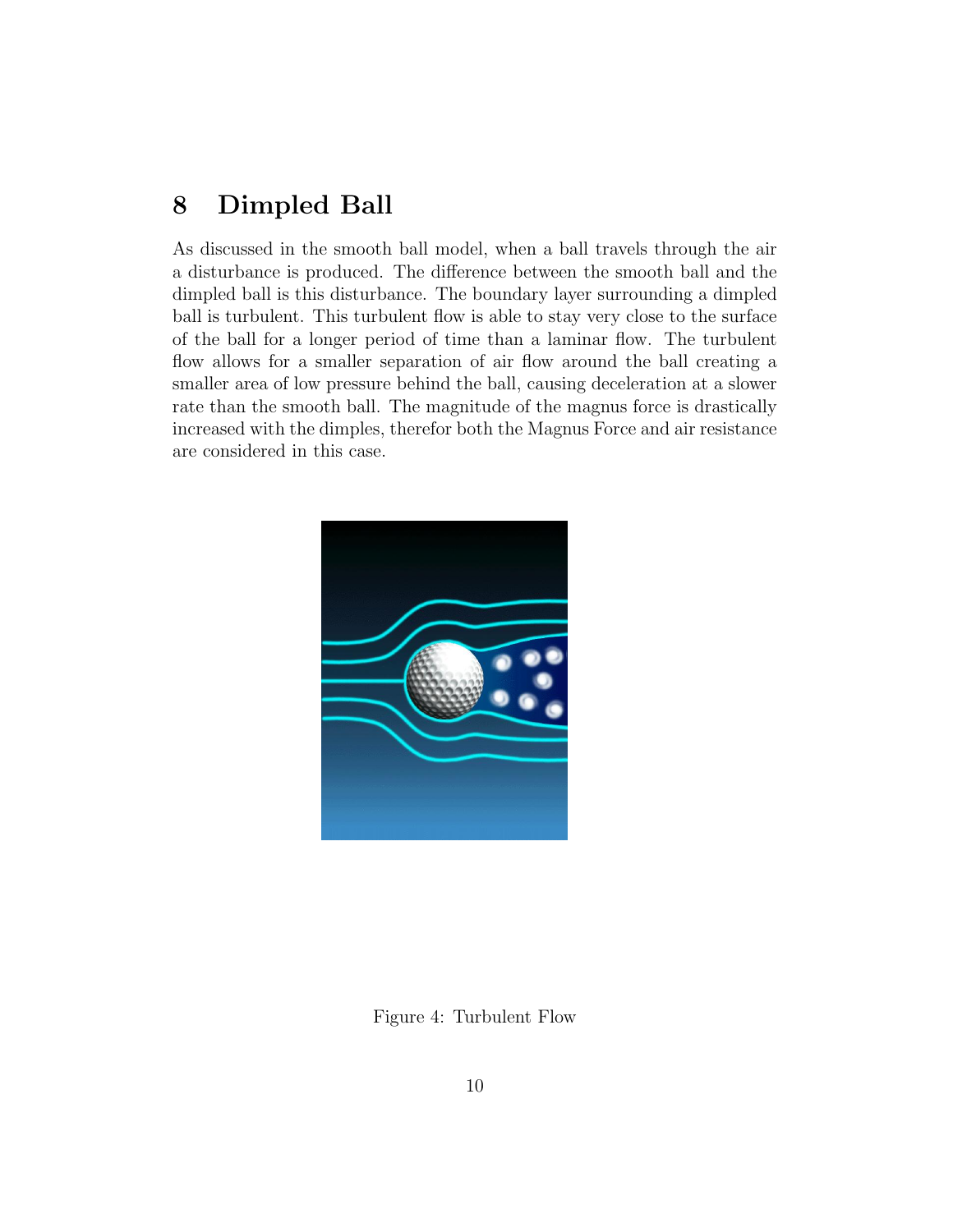# 8 Dimpled Ball

As discussed in the smooth ball model, when a ball travels through the air a disturbance is produced. The difference between the smooth ball and the dimpled ball is this disturbance. The boundary layer surrounding a dimpled ball is turbulent. This turbulent flow is able to stay very close to the surface of the ball for a longer period of time than a laminar flow. The turbulent flow allows for a smaller separation of air flow around the ball creating a smaller area of low pressure behind the ball, causing deceleration at a slower rate than the smooth ball. The magnitude of the magnus force is drastically increased with the dimples, therefor both the Magnus Force and air resistance are considered in this case.

Figure 4: Turbulent Flow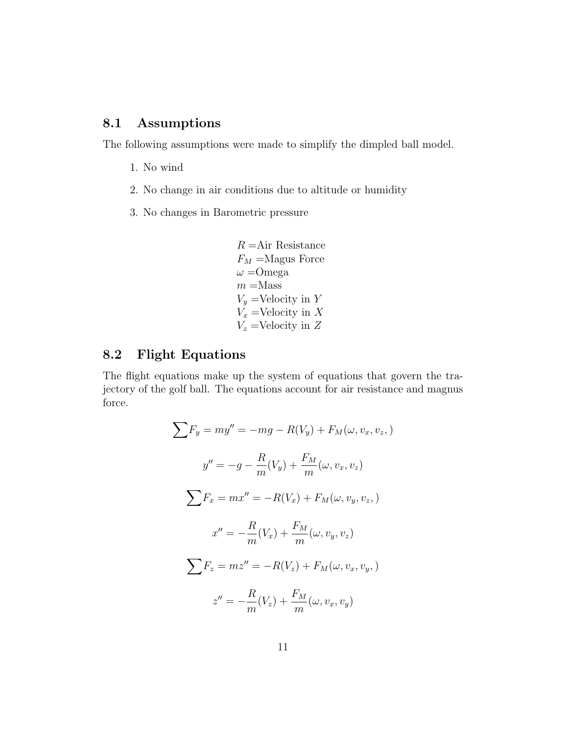## 8.1 Assumptions

The following assumptions were made to simplify the dimpled ball model.

1. No wind
2. No change in air conditions due to altitude or humidity
3. No changes in Barometric pressure

$R$ =Air Resistance
$F_M$ =Magus Force
$\omega$ =Omega
$m$ =Mass
$V_y$ =Velocity in $Y$
$V_x$ =Velocity in $X$
$V_z$ =Velocity in $Z$

## 8.2 Flight Equations

The flight equations make up the system of equations that govern the trajectory of the golf ball. The equations account for air resistance and magnus force.

$$\sum F_y = my'' = -mg - R(V_y) + F_M(\omega, v_x, v_z, )$$

$$y'' = -g - \frac{R}{m}(V_y) + \frac{F_M}{m}(\omega, v_x, v_z)$$

$$\sum F_x = mx'' = -R(V_x) + F_M(\omega, v_y, v_z, )$$

$$x'' = -\frac{R}{m}(V_x) + \frac{F_M}{m}(\omega, v_y, v_z)$$

$$\sum F_z = mz'' = -R(V_z) + F_M(\omega, v_x, v_y, )$$

$$z'' = -\frac{R}{m}(V_z) + \frac{F_M}{m}(\omega, v_x, v_y)$$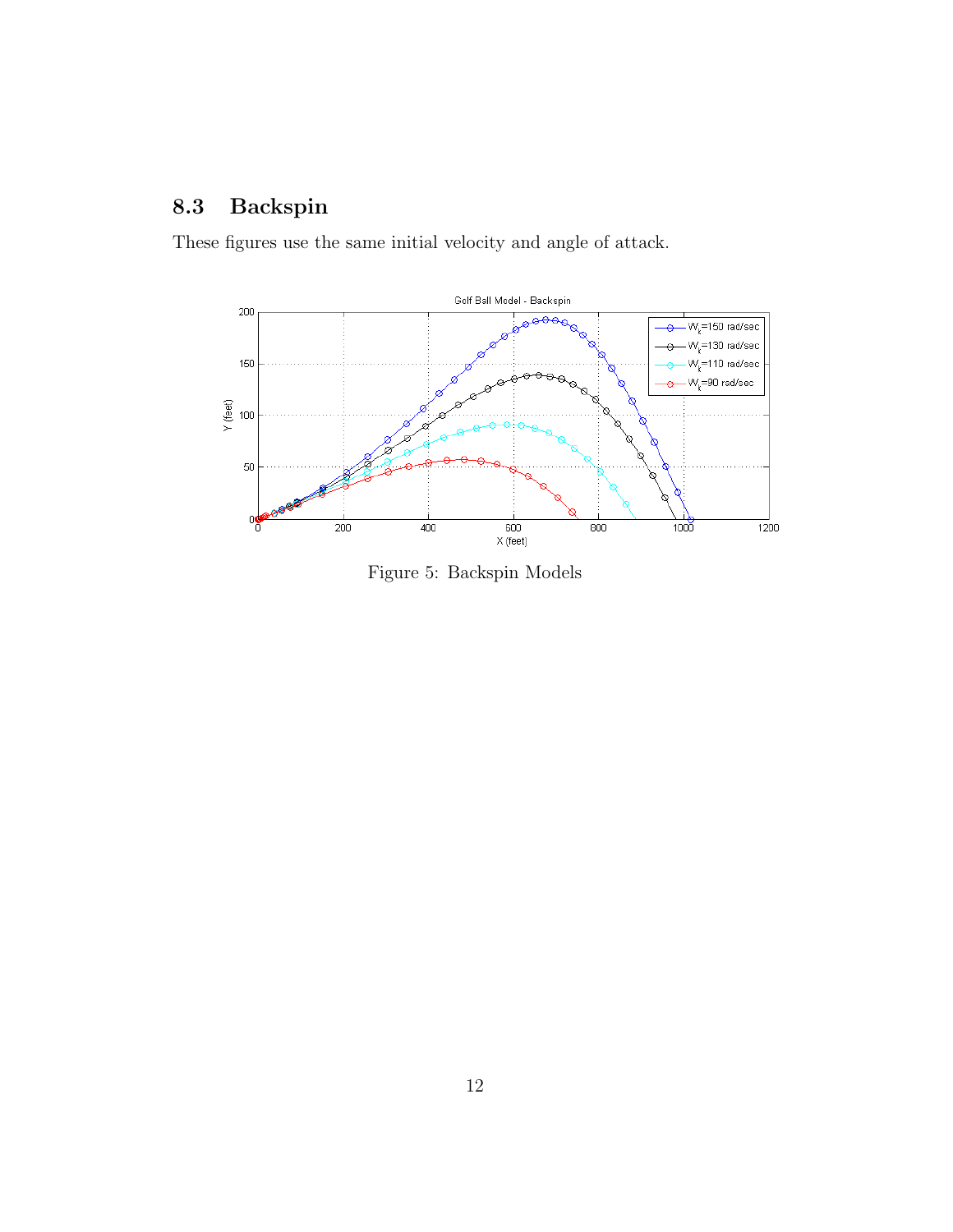## 8.3 Backspin

These figures use the same initial velocity and angle of attack.

Figure 5: Backspin Models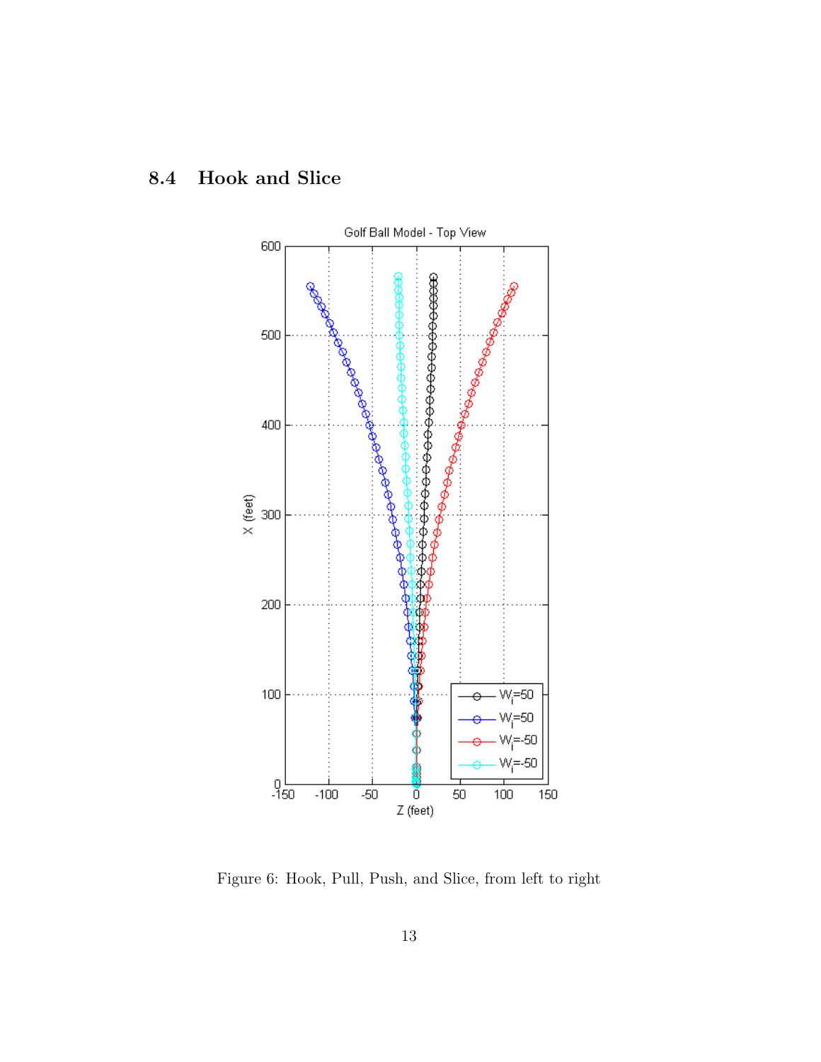## 8.4 Hook and Slice

Figure 6: Hook, Pull, Push, and Slice, from left to right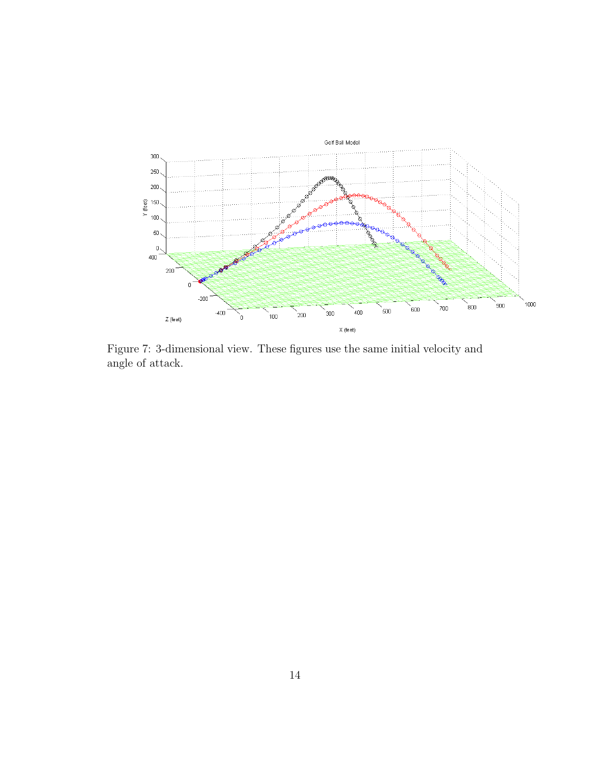Figure 7: 3-dimensional view. These figures use the same initial velocity and angle of attack.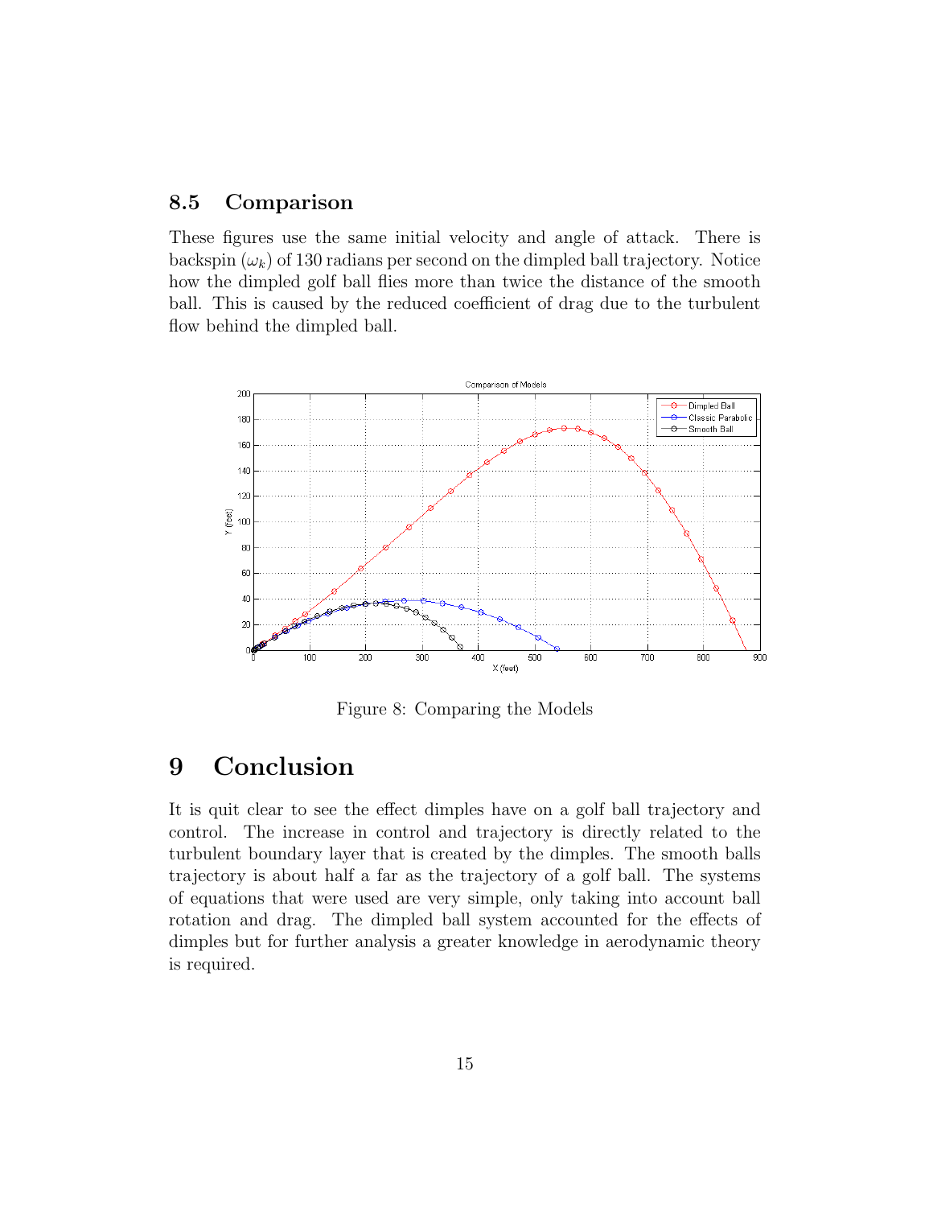### 8.5 Comparison

These figures use the same initial velocity and angle of attack. There is backspin ($\omega_k$) of 130 radians per second on the dimpled ball trajectory. Notice how the dimpled golf ball flies more than twice the distance of the smooth ball. This is caused by the reduced coefficient of drag due to the turbulent flow behind the dimpled ball.

Figure 8: Comparing the Models

# 9 Conclusion

It is quit clear to see the effect dimples have on a golf ball trajectory and control. The increase in control and trajectory is directly related to the turbulent boundary layer that is created by the dimples. The smooth balls trajectory is about half a far as the trajectory of a golf ball. The systems of equations that were used are very simple, only taking into account ball rotation and drag. The dimpled ball system accounted for the effects of dimples but for further analysis a greater knowledge in aerodynamic theory is required.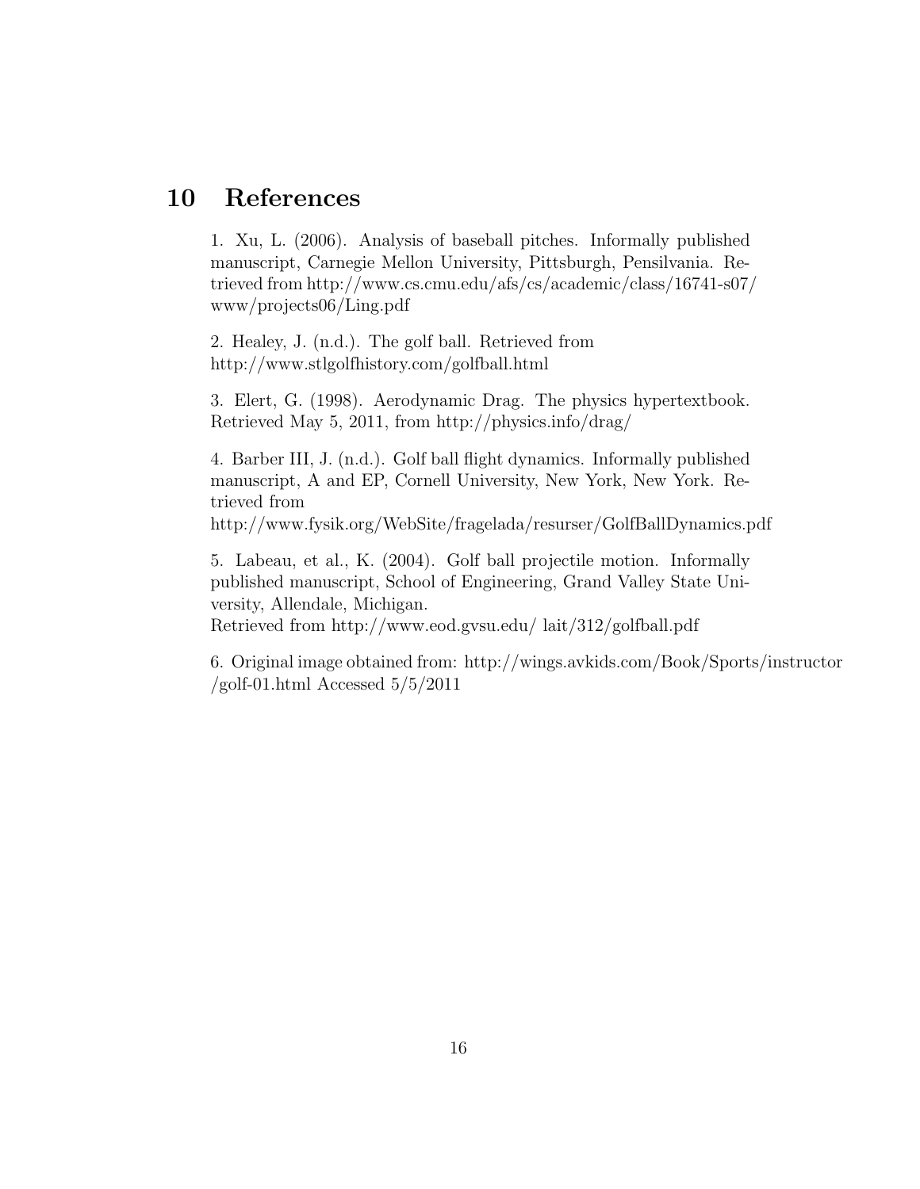# 10 References

1. Xu, L. (2006). Analysis of baseball pitches. Informally published manuscript, Carnegie Mellon University, Pittsburgh, Pensilvania. Retrieved from http://www.cs.cmu.edu/afs/cs/academic/class/16741-s07/www/projects06/Ling.pdf

2. Healey, J. (n.d.). The golf ball. Retrieved from http://www.stlgolfhistory.com/golfball.html

3. Elert, G. (1998). Aerodynamic Drag. The physics hypertextbook. Retrieved May 5, 2011, from http://physics.info/drag/

4. Barber III, J. (n.d.). Golf ball flight dynamics. Informally published manuscript, A and EP, Cornell University, New York, New York. Retrieved from http://www.fysik.org/WebSite/fragelada/resurser/GolfBallDynamics.pdf

5. Labeau, et al., K. (2004). Golf ball projectile motion. Informally published manuscript, School of Engineering, Grand Valley State University, Allendale, Michigan. Retrieved from http://www.eod.gvsu.edu/ lait/312/golfball.pdf

6. Original image obtained from: http://wings.avkids.com/Book/Sports/instructor/golf-01.html Accessed 5/5/2011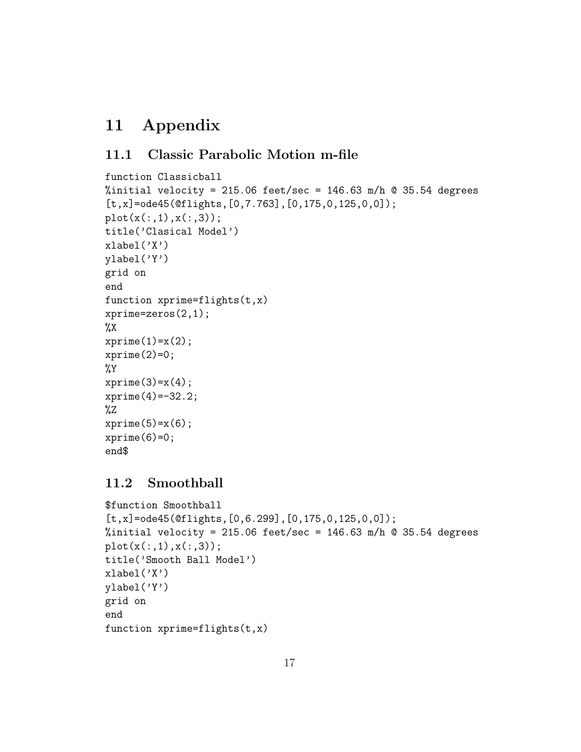# 11 Appendix

## 11.1 Classic Parabolic Motion m-file

```
function Classicball
%initial velocity = 215.06 feet/sec = 146.63 m/h @ 35.54 degrees
[t,x]=ode45(@flights,[0,7.763],[0,175,0,125,0,0]);
plot(x(:,1),x(:,3));
title('Clasical Model')
xlabel('X')
ylabel('Y')
grid on
end
function xprime=flights(t,x)
xprime=zeros(2,1);
%X
xprime(1)=x(2);
xprime(2)=0;
%Y
xprime(3)=x(4);
xprime(4)=-32.2;
%Z
xprime(5)=x(6);
xprime(6)=0;
end$
```

## 11.2 Smoothball

```
$function Smoothball
[t,x]=ode45(@flights,[0,6.299],[0,175,0,125,0,0]);
%initial velocity = 215.06 feet/sec = 146.63 m/h @ 35.54 degrees
plot(x(:,1),x(:,3));
title('Smooth Ball Model')
xlabel('X')
ylabel('Y')
grid on
end
function xprime=flights(t,x)
```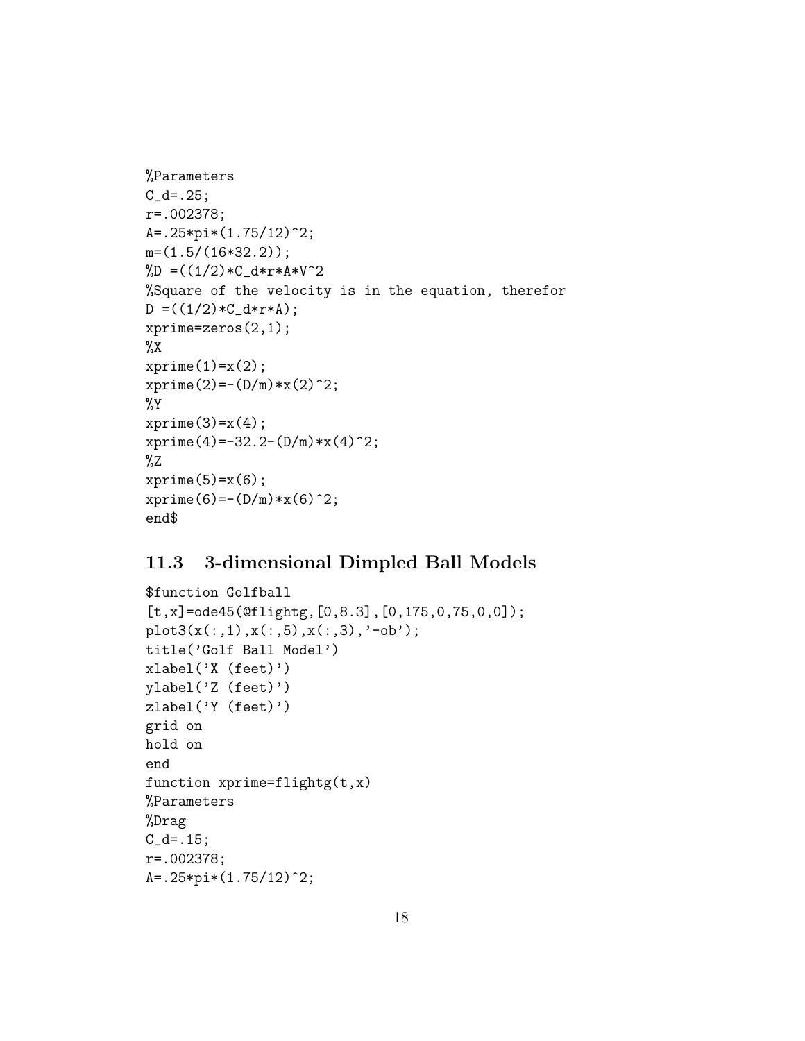```
%Parameters
C_d=.25;
r=.002378;
A=.25*pi*(1.75/12)^2;
m=(1.5/(16*32.2));
%D =((1/2)*C_d*r*A*V^2
%Square of the velocity is in the equation, therefor
D =((1/2)*C_d*r*A);
xprime=zeros(2,1);
%X
xprime(1)=x(2);
xprime(2)=-(D/m)*x(2)^2;
%Y
xprime(3)=x(4);
xprime(4)=-32.2-(D/m)*x(4)^2;
%Z
xprime(5)=x(6);
xprime(6)=-(D/m)*x(6)^2;
end$
```

## 11.3 3-dimensional Dimpled Ball Models

```
$function Golfball
[t,x]=ode45(@flightg,[0,8.3],[0,175,0,75,0,0]);
plot3(x(:,1),x(:,5),x(:,3),'-ob');
title('Golf Ball Model')
xlabel('X (feet)')
ylabel('Z (feet)')
zlabel('Y (feet)')
grid on
hold on
end
function xprime=flightg(t,x)
%Parameters
%Drag
C_d=.15;
r=.002378;
A=.25*pi*(1.75/12)^2;
```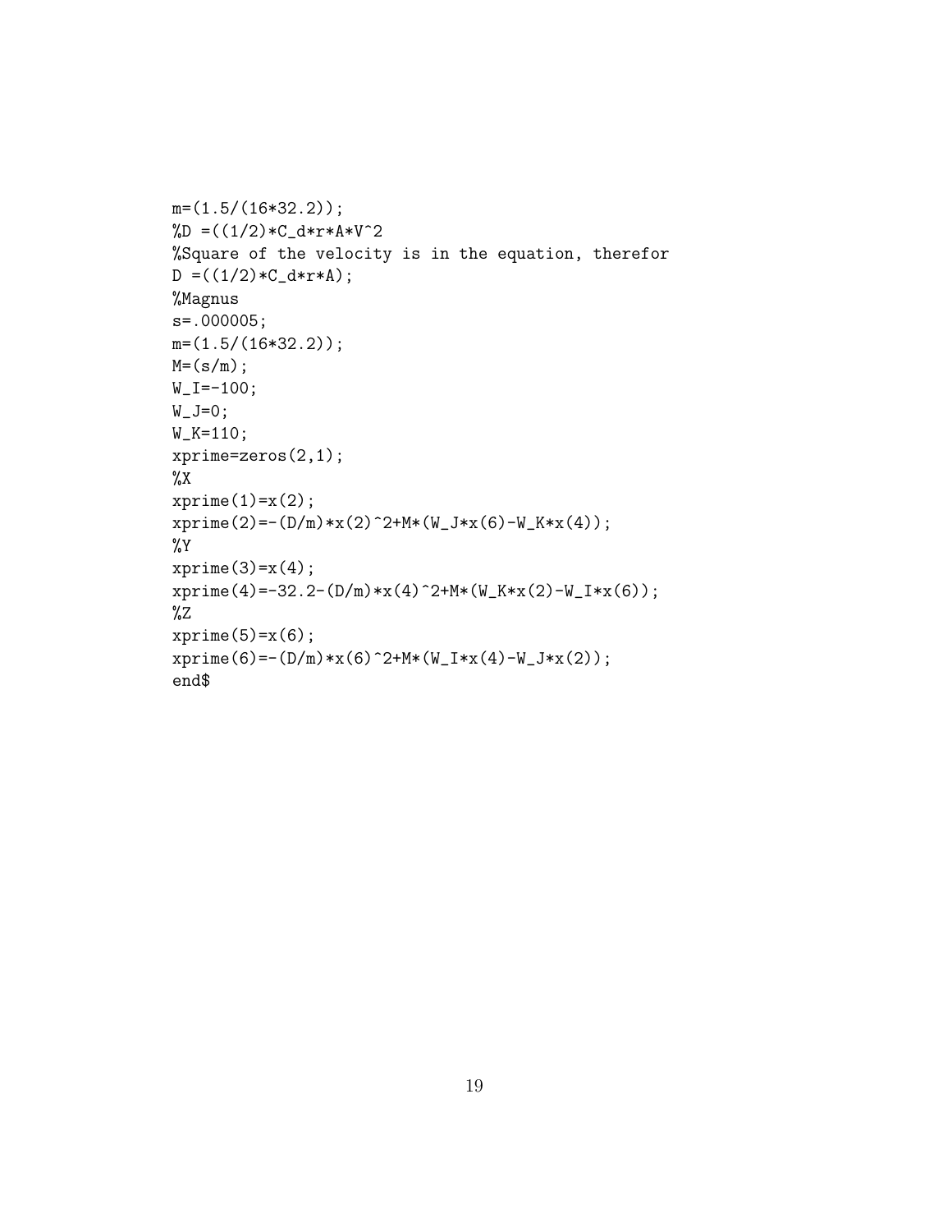```
m=(1.5/(16*32.2));
%D =((1/2)*C_d*r*A*V^2
%Square of the velocity is in the equation, therefor
D =((1/2)*C_d*r*A);
%Magnus
s=.000005;
m=(1.5/(16*32.2));
M=(s/m);
W_I=-100;
W_J=0;
W_K=110;
xprime=zeros(2,1);
%X
xprime(1)=x(2);
xprime(2)=-(D/m)*x(2)^2+M*(W_J*x(6)-W_K*x(4));
%Y
xprime(3)=x(4);
xprime(4)=-32.2-(D/m)*x(4)^2+M*(W_K*x(2)-W_I*x(6));
%Z
xprime(5)=x(6);
xprime(6)=-(D/m)*x(6)^2+M*(W_I*x(4)-W_J*x(2));
end$
```